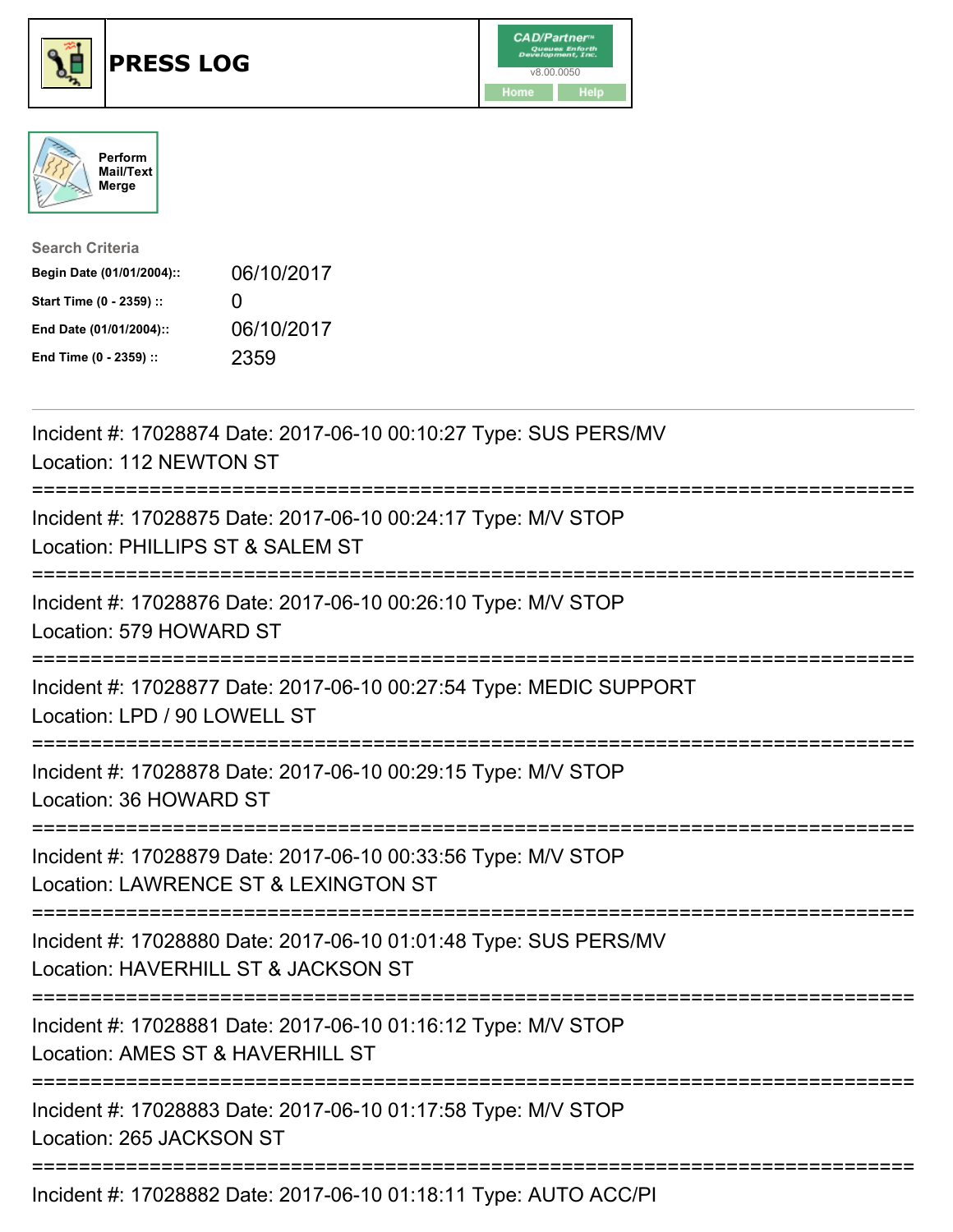# PRESS LOG

CAD/Partner™
v8.00.0050
Home Help

Perform Mail/Text Merge

**Search Criteria**

| | |
|---|---|
| **Begin Date (01/01/2004)::** | 06/10/2017 |
| **Start Time (0 - 2359) ::** | 0 |
| **End Date (01/01/2004)::** | 06/10/2017 |
| **End Time (0 - 2359) ::** | 2359 |

---

Incident #: 17028874 Date: 2017-06-10 00:10:27 Type: SUS PERS/MV
Location: 112 NEWTON ST

===========================================================================

Incident #: 17028875 Date: 2017-06-10 00:24:17 Type: M/V STOP
Location: PHILLIPS ST & SALEM ST

===========================================================================

Incident #: 17028876 Date: 2017-06-10 00:26:10 Type: M/V STOP
Location: 579 HOWARD ST

===========================================================================

Incident #: 17028877 Date: 2017-06-10 00:27:54 Type: MEDIC SUPPORT
Location: LPD / 90 LOWELL ST

===========================================================================

Incident #: 17028878 Date: 2017-06-10 00:29:15 Type: M/V STOP
Location: 36 HOWARD ST

===========================================================================

Incident #: 17028879 Date: 2017-06-10 00:33:56 Type: M/V STOP
Location: LAWRENCE ST & LEXINGTON ST

===========================================================================

Incident #: 17028880 Date: 2017-06-10 01:01:48 Type: SUS PERS/MV
Location: HAVERHILL ST & JACKSON ST

===========================================================================

Incident #: 17028881 Date: 2017-06-10 01:16:12 Type: M/V STOP
Location: AMES ST & HAVERHILL ST

===========================================================================

Incident #: 17028883 Date: 2017-06-10 01:17:58 Type: M/V STOP
Location: 265 JACKSON ST

===========================================================================

Incident #: 17028882 Date: 2017-06-10 01:18:11 Type: AUTO ACC/PI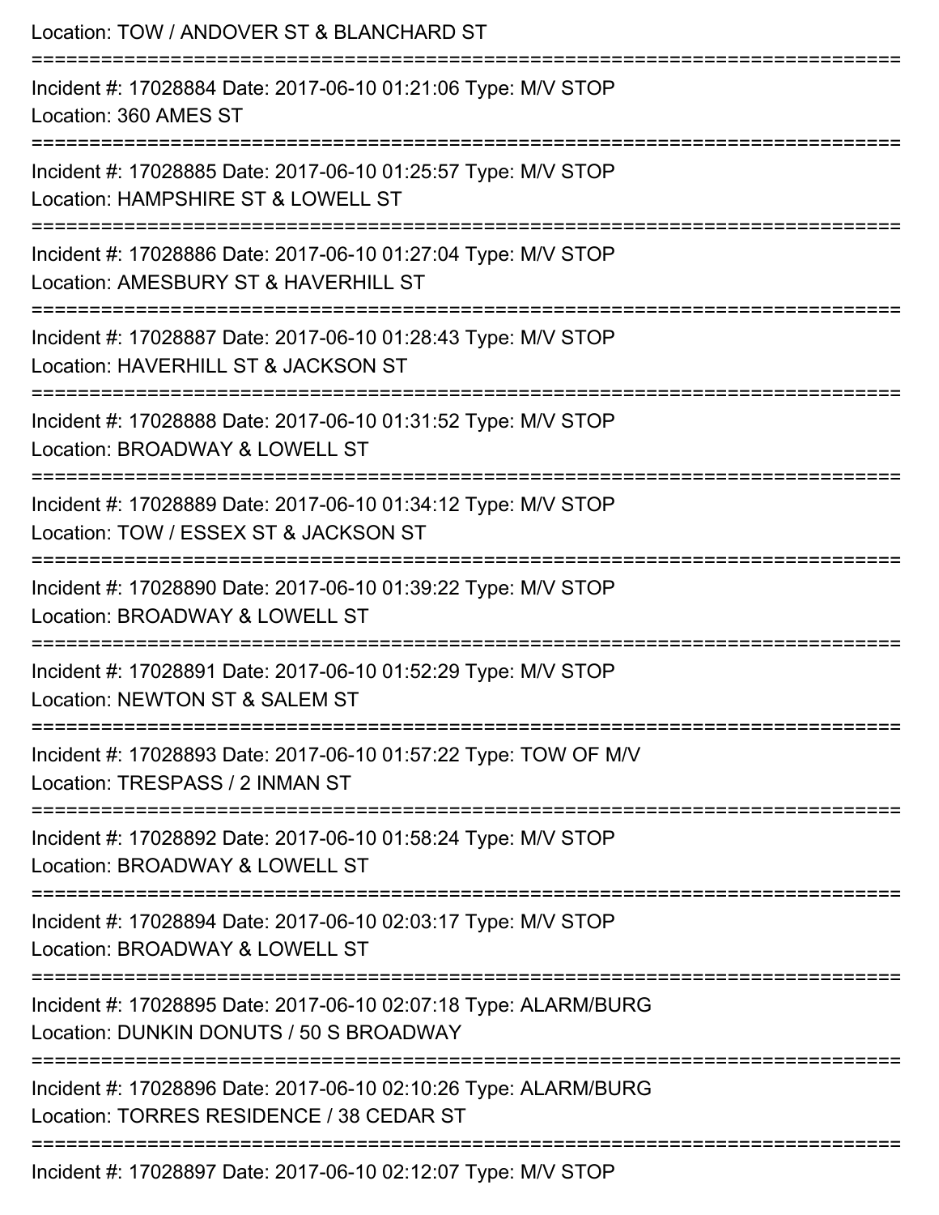Location: TOW / ANDOVER ST & BLANCHARD ST

===========================================================================

Incident #: 17028884 Date: 2017-06-10 01:21:06 Type: M/V STOP
Location: 360 AMES ST

===========================================================================

Incident #: 17028885 Date: 2017-06-10 01:25:57 Type: M/V STOP
Location: HAMPSHIRE ST & LOWELL ST

===========================================================================

Incident #: 17028886 Date: 2017-06-10 01:27:04 Type: M/V STOP
Location: AMESBURY ST & HAVERHILL ST

===========================================================================

Incident #: 17028887 Date: 2017-06-10 01:28:43 Type: M/V STOP
Location: HAVERHILL ST & JACKSON ST

===========================================================================

Incident #: 17028888 Date: 2017-06-10 01:31:52 Type: M/V STOP
Location: BROADWAY & LOWELL ST

===========================================================================

Incident #: 17028889 Date: 2017-06-10 01:34:12 Type: M/V STOP
Location: TOW / ESSEX ST & JACKSON ST

===========================================================================

Incident #: 17028890 Date: 2017-06-10 01:39:22 Type: M/V STOP
Location: BROADWAY & LOWELL ST

===========================================================================

Incident #: 17028891 Date: 2017-06-10 01:52:29 Type: M/V STOP
Location: NEWTON ST & SALEM ST

===========================================================================

Incident #: 17028893 Date: 2017-06-10 01:57:22 Type: TOW OF M/V
Location: TRESPASS / 2 INMAN ST

===========================================================================

Incident #: 17028892 Date: 2017-06-10 01:58:24 Type: M/V STOP
Location: BROADWAY & LOWELL ST

===========================================================================

Incident #: 17028894 Date: 2017-06-10 02:03:17 Type: M/V STOP
Location: BROADWAY & LOWELL ST

===========================================================================

Incident #: 17028895 Date: 2017-06-10 02:07:18 Type: ALARM/BURG
Location: DUNKIN DONUTS / 50 S BROADWAY

===========================================================================

Incident #: 17028896 Date: 2017-06-10 02:10:26 Type: ALARM/BURG
Location: TORRES RESIDENCE / 38 CEDAR ST

===========================================================================

Incident #: 17028897 Date: 2017-06-10 02:12:07 Type: M/V STOP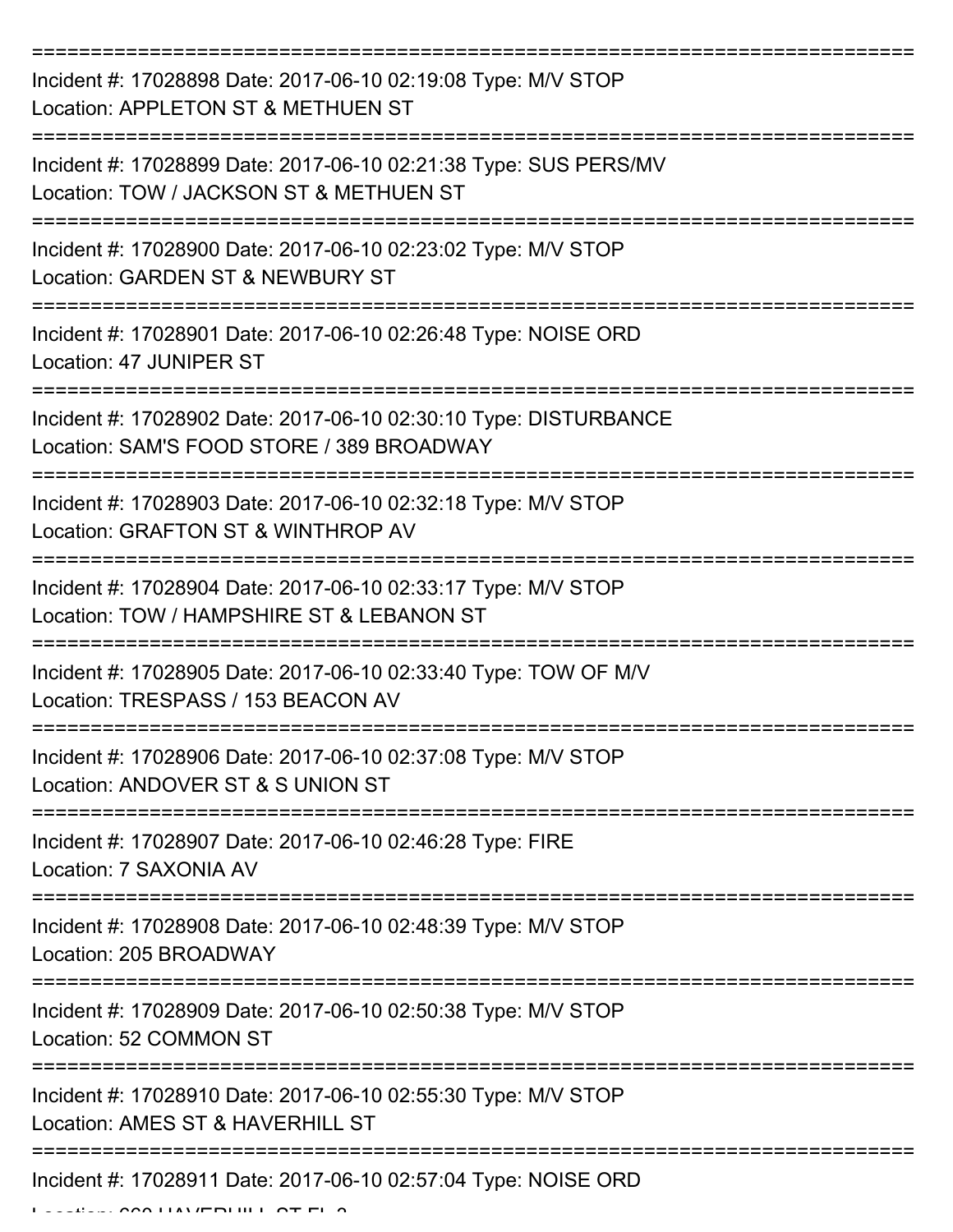Incident #: 17028898 Date: 2017-06-10 02:19:08 Type: M/V STOP
Location: APPLETON ST & METHUEN ST

Incident #: 17028899 Date: 2017-06-10 02:21:38 Type: SUS PERS/MV
Location: TOW / JACKSON ST & METHUEN ST

Incident #: 17028900 Date: 2017-06-10 02:23:02 Type: M/V STOP
Location: GARDEN ST & NEWBURY ST

Incident #: 17028901 Date: 2017-06-10 02:26:48 Type: NOISE ORD
Location: 47 JUNIPER ST

Incident #: 17028902 Date: 2017-06-10 02:30:10 Type: DISTURBANCE
Location: SAM'S FOOD STORE / 389 BROADWAY

Incident #: 17028903 Date: 2017-06-10 02:32:18 Type: M/V STOP
Location: GRAFTON ST & WINTHROP AV

Incident #: 17028904 Date: 2017-06-10 02:33:17 Type: M/V STOP
Location: TOW / HAMPSHIRE ST & LEBANON ST

Incident #: 17028905 Date: 2017-06-10 02:33:40 Type: TOW OF M/V
Location: TRESPASS / 153 BEACON AV

Incident #: 17028906 Date: 2017-06-10 02:37:08 Type: M/V STOP
Location: ANDOVER ST & S UNION ST

Incident #: 17028907 Date: 2017-06-10 02:46:28 Type: FIRE
Location: 7 SAXONIA AV

Incident #: 17028908 Date: 2017-06-10 02:48:39 Type: M/V STOP
Location: 205 BROADWAY

Incident #: 17028909 Date: 2017-06-10 02:50:38 Type: M/V STOP
Location: 52 COMMON ST

Incident #: 17028910 Date: 2017-06-10 02:55:30 Type: M/V STOP
Location: AMES ST & HAVERHILL ST

Incident #: 17028911 Date: 2017-06-10 02:57:04 Type: NOISE ORD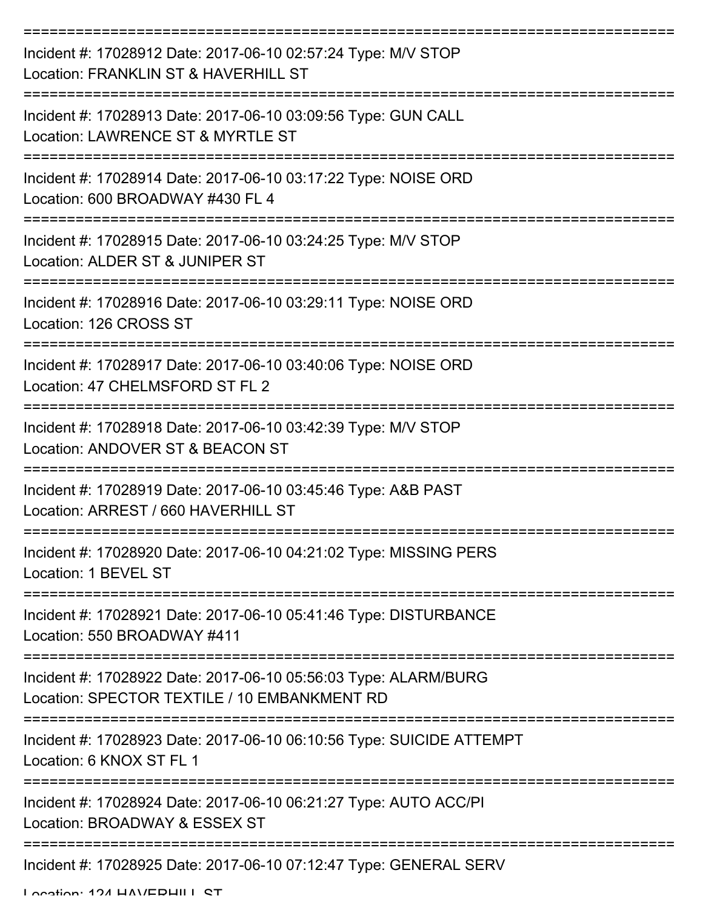===========================================================================

Incident #: 17028912 Date: 2017-06-10 02:57:24 Type: M/V STOP

Location: FRANKLIN ST & HAVERHILL ST

===========================================================================

Incident #: 17028913 Date: 2017-06-10 03:09:56 Type: GUN CALL

Location: LAWRENCE ST & MYRTLE ST

===========================================================================

Incident #: 17028914 Date: 2017-06-10 03:17:22 Type: NOISE ORD

Location: 600 BROADWAY #430 FL 4

===========================================================================

Incident #: 17028915 Date: 2017-06-10 03:24:25 Type: M/V STOP

Location: ALDER ST & JUNIPER ST

===========================================================================

Incident #: 17028916 Date: 2017-06-10 03:29:11 Type: NOISE ORD

Location: 126 CROSS ST

===========================================================================

Incident #: 17028917 Date: 2017-06-10 03:40:06 Type: NOISE ORD

Location: 47 CHELMSFORD ST FL 2

===========================================================================

Incident #: 17028918 Date: 2017-06-10 03:42:39 Type: M/V STOP

Location: ANDOVER ST & BEACON ST

===========================================================================

Incident #: 17028919 Date: 2017-06-10 03:45:46 Type: A&B PAST

Location: ARREST / 660 HAVERHILL ST

===========================================================================

Incident #: 17028920 Date: 2017-06-10 04:21:02 Type: MISSING PERS

Location: 1 BEVEL ST

===========================================================================

Incident #: 17028921 Date: 2017-06-10 05:41:46 Type: DISTURBANCE

Location: 550 BROADWAY #411

===========================================================================

Incident #: 17028922 Date: 2017-06-10 05:56:03 Type: ALARM/BURG

Location: SPECTOR TEXTILE / 10 EMBANKMENT RD

===========================================================================

Incident #: 17028923 Date: 2017-06-10 06:10:56 Type: SUICIDE ATTEMPT

Location: 6 KNOX ST FL 1

===========================================================================

Incident #: 17028924 Date: 2017-06-10 06:21:27 Type: AUTO ACC/PI

Location: BROADWAY & ESSEX ST

===========================================================================

Incident #: 17028925 Date: 2017-06-10 07:12:47 Type: GENERAL SERV

Location: 124 HAVERHILL ST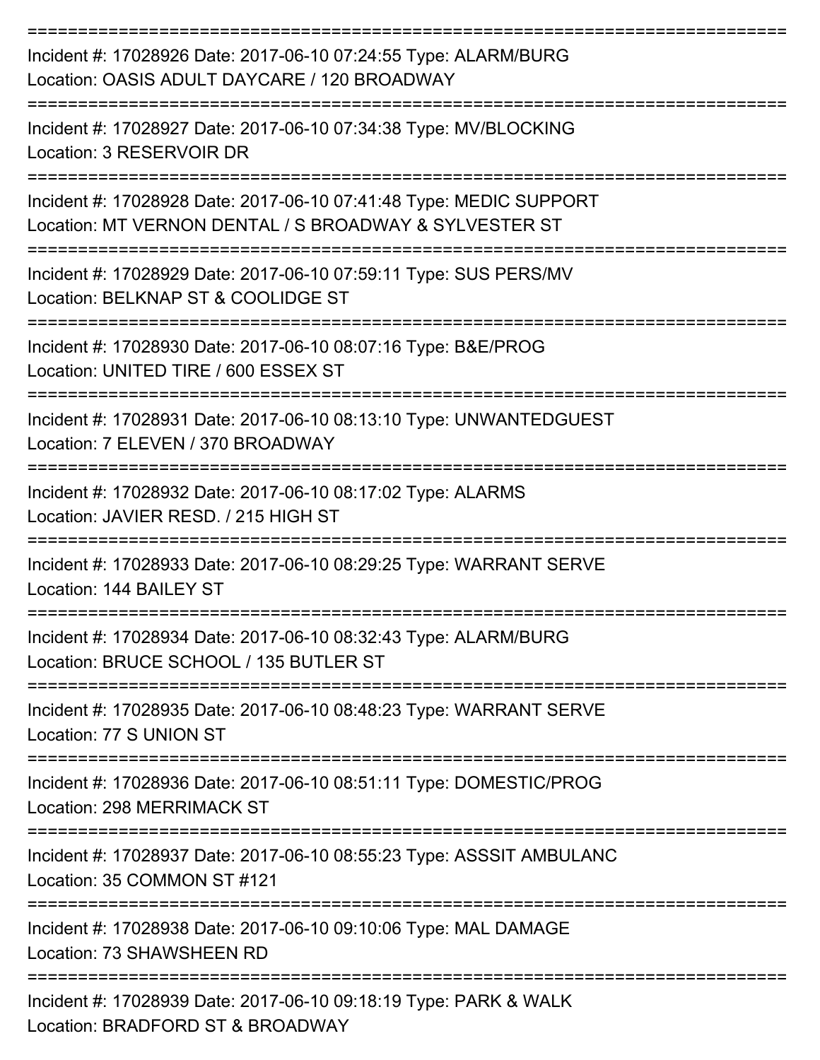===========================================================================

Incident #: 17028926 Date: 2017-06-10 07:24:55 Type: ALARM/BURG
Location: OASIS ADULT DAYCARE / 120 BROADWAY

===========================================================================

Incident #: 17028927 Date: 2017-06-10 07:34:38 Type: MV/BLOCKING
Location: 3 RESERVOIR DR

===========================================================================

Incident #: 17028928 Date: 2017-06-10 07:41:48 Type: MEDIC SUPPORT
Location: MT VERNON DENTAL / S BROADWAY & SYLVESTER ST

===========================================================================

Incident #: 17028929 Date: 2017-06-10 07:59:11 Type: SUS PERS/MV
Location: BELKNAP ST & COOLIDGE ST

===========================================================================

Incident #: 17028930 Date: 2017-06-10 08:07:16 Type: B&E/PROG
Location: UNITED TIRE / 600 ESSEX ST

===========================================================================

Incident #: 17028931 Date: 2017-06-10 08:13:10 Type: UNWANTEDGUEST
Location: 7 ELEVEN / 370 BROADWAY

===========================================================================

Incident #: 17028932 Date: 2017-06-10 08:17:02 Type: ALARMS
Location: JAVIER RESD. / 215 HIGH ST

===========================================================================

Incident #: 17028933 Date: 2017-06-10 08:29:25 Type: WARRANT SERVE
Location: 144 BAILEY ST

===========================================================================

Incident #: 17028934 Date: 2017-06-10 08:32:43 Type: ALARM/BURG
Location: BRUCE SCHOOL / 135 BUTLER ST

===========================================================================

Incident #: 17028935 Date: 2017-06-10 08:48:23 Type: WARRANT SERVE
Location: 77 S UNION ST

===========================================================================

Incident #: 17028936 Date: 2017-06-10 08:51:11 Type: DOMESTIC/PROG
Location: 298 MERRIMACK ST

===========================================================================

Incident #: 17028937 Date: 2017-06-10 08:55:23 Type: ASSSIT AMBULANC
Location: 35 COMMON ST #121

===========================================================================

Incident #: 17028938 Date: 2017-06-10 09:10:06 Type: MAL DAMAGE
Location: 73 SHAWSHEEN RD

===========================================================================

Incident #: 17028939 Date: 2017-06-10 09:18:19 Type: PARK & WALK
Location: BRADFORD ST & BROADWAY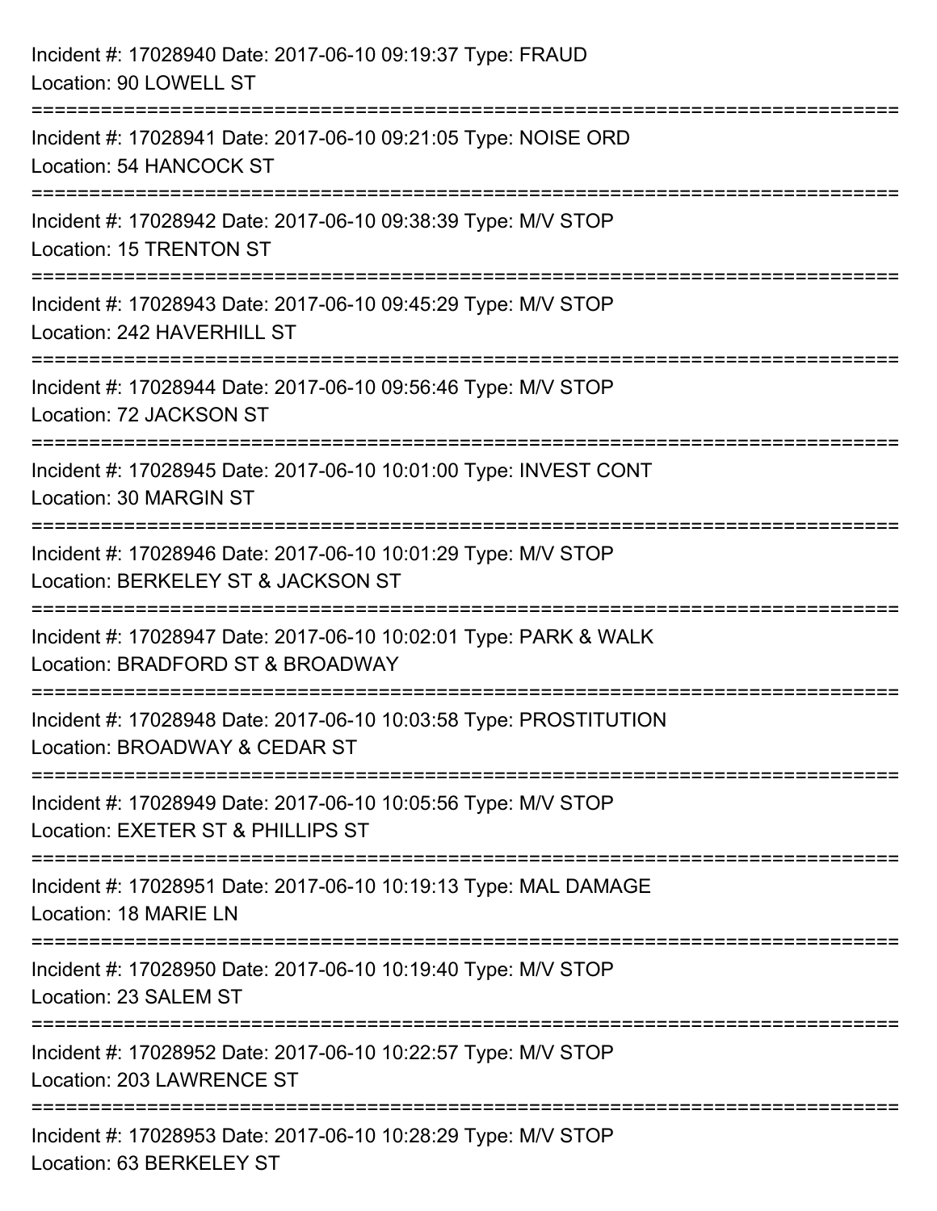Incident #: 17028940 Date: 2017-06-10 09:19:37 Type: FRAUD
Location: 90 LOWELL ST

===========================================================================

Incident #: 17028941 Date: 2017-06-10 09:21:05 Type: NOISE ORD
Location: 54 HANCOCK ST

===========================================================================

Incident #: 17028942 Date: 2017-06-10 09:38:39 Type: M/V STOP
Location: 15 TRENTON ST

===========================================================================

Incident #: 17028943 Date: 2017-06-10 09:45:29 Type: M/V STOP
Location: 242 HAVERHILL ST

===========================================================================

Incident #: 17028944 Date: 2017-06-10 09:56:46 Type: M/V STOP
Location: 72 JACKSON ST

===========================================================================

Incident #: 17028945 Date: 2017-06-10 10:01:00 Type: INVEST CONT
Location: 30 MARGIN ST

===========================================================================

Incident #: 17028946 Date: 2017-06-10 10:01:29 Type: M/V STOP
Location: BERKELEY ST & JACKSON ST

===========================================================================

Incident #: 17028947 Date: 2017-06-10 10:02:01 Type: PARK & WALK
Location: BRADFORD ST & BROADWAY

===========================================================================

Incident #: 17028948 Date: 2017-06-10 10:03:58 Type: PROSTITUTION
Location: BROADWAY & CEDAR ST

===========================================================================

Incident #: 17028949 Date: 2017-06-10 10:05:56 Type: M/V STOP
Location: EXETER ST & PHILLIPS ST

===========================================================================

Incident #: 17028951 Date: 2017-06-10 10:19:13 Type: MAL DAMAGE
Location: 18 MARIE LN

===========================================================================

Incident #: 17028950 Date: 2017-06-10 10:19:40 Type: M/V STOP
Location: 23 SALEM ST

===========================================================================

Incident #: 17028952 Date: 2017-06-10 10:22:57 Type: M/V STOP
Location: 203 LAWRENCE ST

===========================================================================

Incident #: 17028953 Date: 2017-06-10 10:28:29 Type: M/V STOP
Location: 63 BERKELEY ST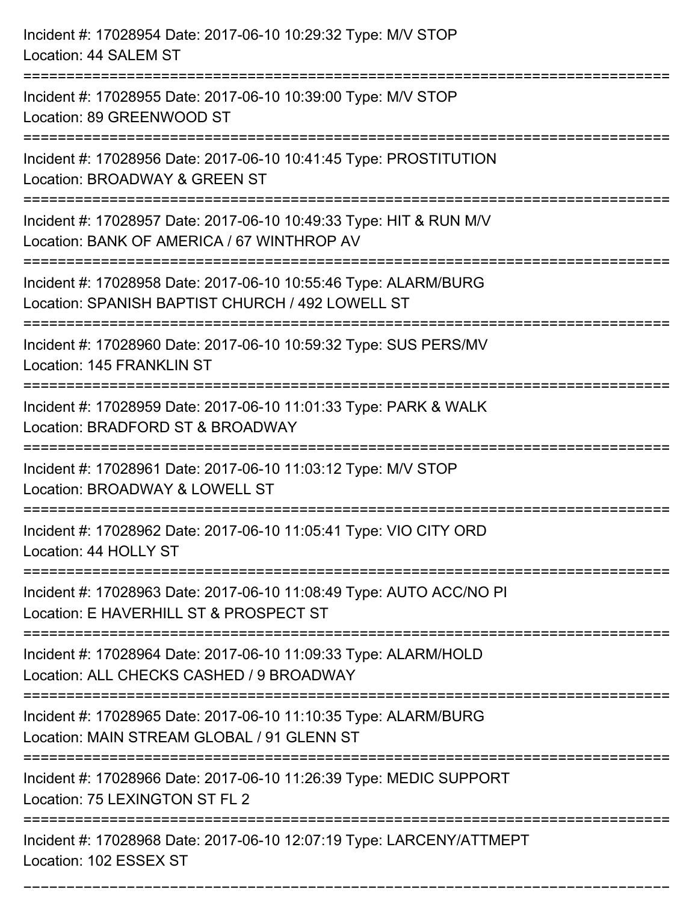Incident #: 17028954 Date: 2017-06-10 10:29:32 Type: M/V STOP
Location: 44 SALEM ST

===========================================================================

Incident #: 17028955 Date: 2017-06-10 10:39:00 Type: M/V STOP
Location: 89 GREENWOOD ST

===========================================================================

Incident #: 17028956 Date: 2017-06-10 10:41:45 Type: PROSTITUTION
Location: BROADWAY & GREEN ST

===========================================================================

Incident #: 17028957 Date: 2017-06-10 10:49:33 Type: HIT & RUN M/V
Location: BANK OF AMERICA / 67 WINTHROP AV

===========================================================================

Incident #: 17028958 Date: 2017-06-10 10:55:46 Type: ALARM/BURG
Location: SPANISH BAPTIST CHURCH / 492 LOWELL ST

===========================================================================

Incident #: 17028960 Date: 2017-06-10 10:59:32 Type: SUS PERS/MV
Location: 145 FRANKLIN ST

===========================================================================

Incident #: 17028959 Date: 2017-06-10 11:01:33 Type: PARK & WALK
Location: BRADFORD ST & BROADWAY

===========================================================================

Incident #: 17028961 Date: 2017-06-10 11:03:12 Type: M/V STOP
Location: BROADWAY & LOWELL ST

===========================================================================

Incident #: 17028962 Date: 2017-06-10 11:05:41 Type: VIO CITY ORD
Location: 44 HOLLY ST

===========================================================================

Incident #: 17028963 Date: 2017-06-10 11:08:49 Type: AUTO ACC/NO PI
Location: E HAVERHILL ST & PROSPECT ST

===========================================================================

Incident #: 17028964 Date: 2017-06-10 11:09:33 Type: ALARM/HOLD
Location: ALL CHECKS CASHED / 9 BROADWAY

===========================================================================

Incident #: 17028965 Date: 2017-06-10 11:10:35 Type: ALARM/BURG
Location: MAIN STREAM GLOBAL / 91 GLENN ST

===========================================================================

Incident #: 17028966 Date: 2017-06-10 11:26:39 Type: MEDIC SUPPORT
Location: 75 LEXINGTON ST FL 2

===========================================================================

Incident #: 17028968 Date: 2017-06-10 12:07:19 Type: LARCENY/ATTMEPT
Location: 102 ESSEX ST

===========================================================================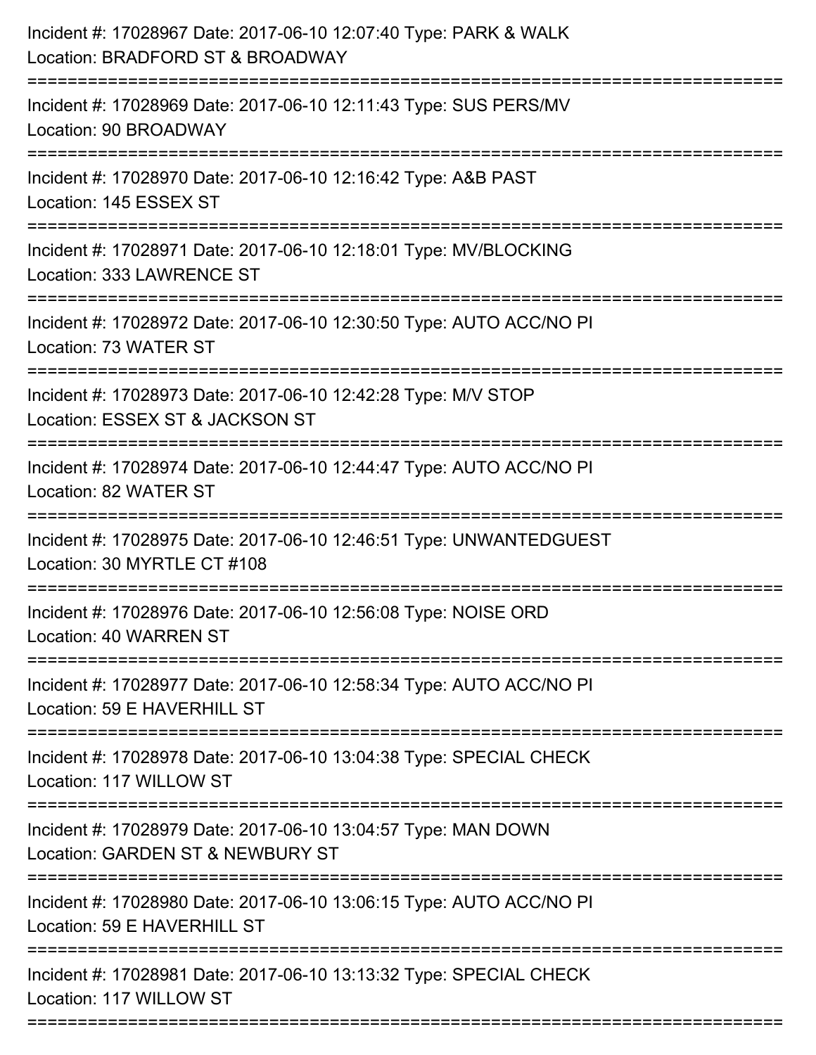Incident #: 17028967 Date: 2017-06-10 12:07:40 Type: PARK & WALK
Location: BRADFORD ST & BROADWAY

===========================================================================

Incident #: 17028969 Date: 2017-06-10 12:11:43 Type: SUS PERS/MV
Location: 90 BROADWAY

===========================================================================

Incident #: 17028970 Date: 2017-06-10 12:16:42 Type: A&B PAST
Location: 145 ESSEX ST

===========================================================================

Incident #: 17028971 Date: 2017-06-10 12:18:01 Type: MV/BLOCKING
Location: 333 LAWRENCE ST

===========================================================================

Incident #: 17028972 Date: 2017-06-10 12:30:50 Type: AUTO ACC/NO PI
Location: 73 WATER ST

===========================================================================

Incident #: 17028973 Date: 2017-06-10 12:42:28 Type: M/V STOP
Location: ESSEX ST & JACKSON ST

===========================================================================

Incident #: 17028974 Date: 2017-06-10 12:44:47 Type: AUTO ACC/NO PI
Location: 82 WATER ST

===========================================================================

Incident #: 17028975 Date: 2017-06-10 12:46:51 Type: UNWANTEDGUEST
Location: 30 MYRTLE CT #108

===========================================================================

Incident #: 17028976 Date: 2017-06-10 12:56:08 Type: NOISE ORD
Location: 40 WARREN ST

===========================================================================

Incident #: 17028977 Date: 2017-06-10 12:58:34 Type: AUTO ACC/NO PI
Location: 59 E HAVERHILL ST

===========================================================================

Incident #: 17028978 Date: 2017-06-10 13:04:38 Type: SPECIAL CHECK
Location: 117 WILLOW ST

===========================================================================

Incident #: 17028979 Date: 2017-06-10 13:04:57 Type: MAN DOWN
Location: GARDEN ST & NEWBURY ST

===========================================================================

Incident #: 17028980 Date: 2017-06-10 13:06:15 Type: AUTO ACC/NO PI
Location: 59 E HAVERHILL ST

===========================================================================

Incident #: 17028981 Date: 2017-06-10 13:13:32 Type: SPECIAL CHECK
Location: 117 WILLOW ST

===========================================================================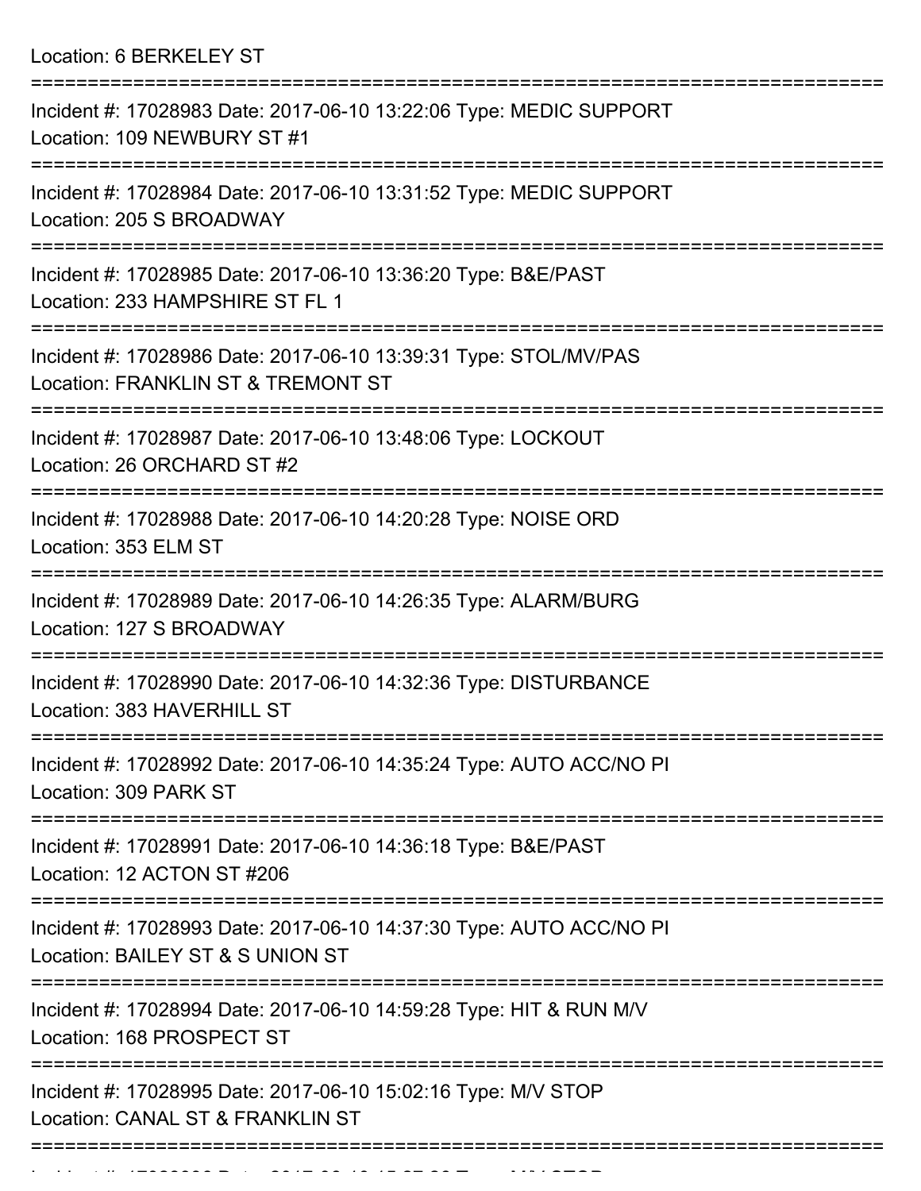Location: 6 BERKELEY ST

===========================================================================

Incident #: 17028983 Date: 2017-06-10 13:22:06 Type: MEDIC SUPPORT
Location: 109 NEWBURY ST #1

===========================================================================

Incident #: 17028984 Date: 2017-06-10 13:31:52 Type: MEDIC SUPPORT
Location: 205 S BROADWAY

===========================================================================

Incident #: 17028985 Date: 2017-06-10 13:36:20 Type: B&E/PAST
Location: 233 HAMPSHIRE ST FL 1

===========================================================================

Incident #: 17028986 Date: 2017-06-10 13:39:31 Type: STOL/MV/PAS
Location: FRANKLIN ST & TREMONT ST

===========================================================================

Incident #: 17028987 Date: 2017-06-10 13:48:06 Type: LOCKOUT
Location: 26 ORCHARD ST #2

===========================================================================

Incident #: 17028988 Date: 2017-06-10 14:20:28 Type: NOISE ORD
Location: 353 ELM ST

===========================================================================

Incident #: 17028989 Date: 2017-06-10 14:26:35 Type: ALARM/BURG
Location: 127 S BROADWAY

===========================================================================

Incident #: 17028990 Date: 2017-06-10 14:32:36 Type: DISTURBANCE
Location: 383 HAVERHILL ST

===========================================================================

Incident #: 17028992 Date: 2017-06-10 14:35:24 Type: AUTO ACC/NO PI
Location: 309 PARK ST

===========================================================================

Incident #: 17028991 Date: 2017-06-10 14:36:18 Type: B&E/PAST
Location: 12 ACTON ST #206

===========================================================================

Incident #: 17028993 Date: 2017-06-10 14:37:30 Type: AUTO ACC/NO PI
Location: BAILEY ST & S UNION ST

===========================================================================

Incident #: 17028994 Date: 2017-06-10 14:59:28 Type: HIT & RUN M/V
Location: 168 PROSPECT ST

===========================================================================

Incident #: 17028995 Date: 2017-06-10 15:02:16 Type: M/V STOP
Location: CANAL ST & FRANKLIN ST

===========================================================================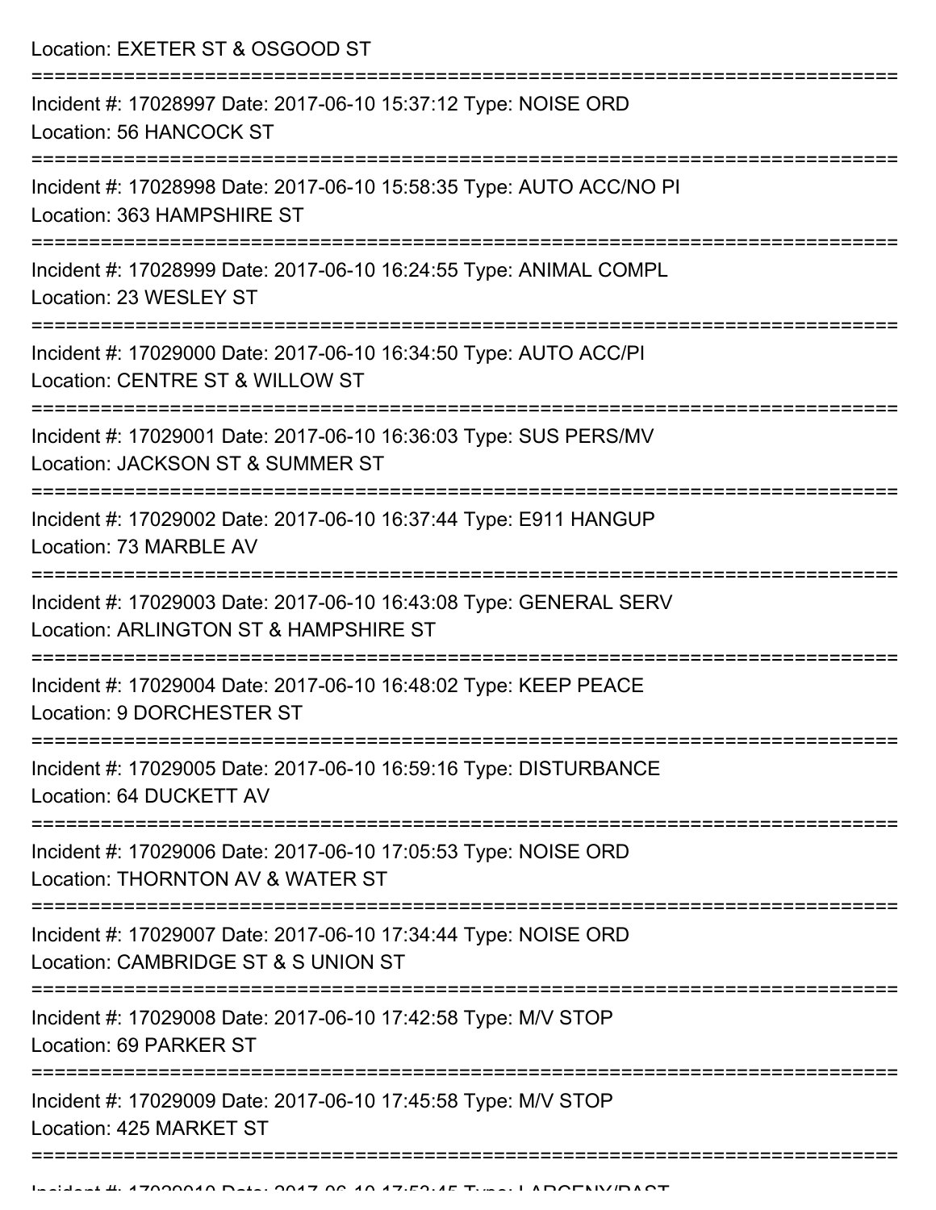Location: EXETER ST & OSGOOD ST

===========================================================================

Incident #: 17028997 Date: 2017-06-10 15:37:12 Type: NOISE ORD
Location: 56 HANCOCK ST

===========================================================================

Incident #: 17028998 Date: 2017-06-10 15:58:35 Type: AUTO ACC/NO PI
Location: 363 HAMPSHIRE ST

===========================================================================

Incident #: 17028999 Date: 2017-06-10 16:24:55 Type: ANIMAL COMPL
Location: 23 WESLEY ST

===========================================================================

Incident #: 17029000 Date: 2017-06-10 16:34:50 Type: AUTO ACC/PI
Location: CENTRE ST & WILLOW ST

===========================================================================

Incident #: 17029001 Date: 2017-06-10 16:36:03 Type: SUS PERS/MV
Location: JACKSON ST & SUMMER ST

===========================================================================

Incident #: 17029002 Date: 2017-06-10 16:37:44 Type: E911 HANGUP
Location: 73 MARBLE AV

===========================================================================

Incident #: 17029003 Date: 2017-06-10 16:43:08 Type: GENERAL SERV
Location: ARLINGTON ST & HAMPSHIRE ST

===========================================================================

Incident #: 17029004 Date: 2017-06-10 16:48:02 Type: KEEP PEACE
Location: 9 DORCHESTER ST

===========================================================================

Incident #: 17029005 Date: 2017-06-10 16:59:16 Type: DISTURBANCE
Location: 64 DUCKETT AV

===========================================================================

Incident #: 17029006 Date: 2017-06-10 17:05:53 Type: NOISE ORD
Location: THORNTON AV & WATER ST

===========================================================================

Incident #: 17029007 Date: 2017-06-10 17:34:44 Type: NOISE ORD
Location: CAMBRIDGE ST & S UNION ST

===========================================================================

Incident #: 17029008 Date: 2017-06-10 17:42:58 Type: M/V STOP
Location: 69 PARKER ST

===========================================================================

Incident #: 17029009 Date: 2017-06-10 17:45:58 Type: M/V STOP
Location: 425 MARKET ST

===========================================================================

Incident #: 17029010 Date: 2017-06-10 17:53:45 Type: LARCENY/PAST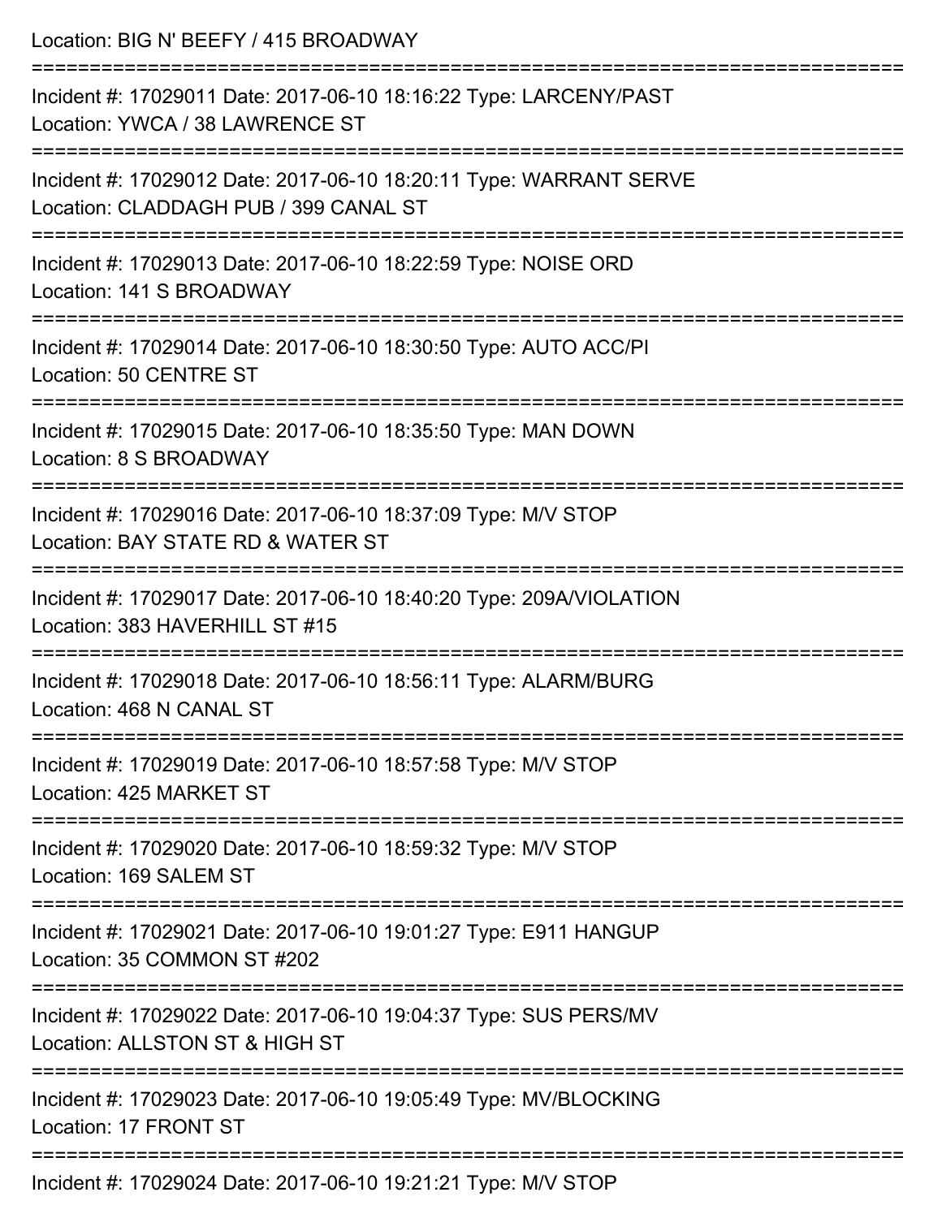Location: BIG N' BEEFY / 415 BROADWAY

===========================================================================

Incident #: 17029011 Date: 2017-06-10 18:16:22 Type: LARCENY/PAST
Location: YWCA / 38 LAWRENCE ST

===========================================================================

Incident #: 17029012 Date: 2017-06-10 18:20:11 Type: WARRANT SERVE
Location: CLADDAGH PUB / 399 CANAL ST

===========================================================================

Incident #: 17029013 Date: 2017-06-10 18:22:59 Type: NOISE ORD
Location: 141 S BROADWAY

===========================================================================

Incident #: 17029014 Date: 2017-06-10 18:30:50 Type: AUTO ACC/PI
Location: 50 CENTRE ST

===========================================================================

Incident #: 17029015 Date: 2017-06-10 18:35:50 Type: MAN DOWN
Location: 8 S BROADWAY

===========================================================================

Incident #: 17029016 Date: 2017-06-10 18:37:09 Type: M/V STOP
Location: BAY STATE RD & WATER ST

===========================================================================

Incident #: 17029017 Date: 2017-06-10 18:40:20 Type: 209A/VIOLATION
Location: 383 HAVERHILL ST #15

===========================================================================

Incident #: 17029018 Date: 2017-06-10 18:56:11 Type: ALARM/BURG
Location: 468 N CANAL ST

===========================================================================

Incident #: 17029019 Date: 2017-06-10 18:57:58 Type: M/V STOP
Location: 425 MARKET ST

===========================================================================

Incident #: 17029020 Date: 2017-06-10 18:59:32 Type: M/V STOP
Location: 169 SALEM ST

===========================================================================

Incident #: 17029021 Date: 2017-06-10 19:01:27 Type: E911 HANGUP
Location: 35 COMMON ST #202

===========================================================================

Incident #: 17029022 Date: 2017-06-10 19:04:37 Type: SUS PERS/MV
Location: ALLSTON ST & HIGH ST

===========================================================================

Incident #: 17029023 Date: 2017-06-10 19:05:49 Type: MV/BLOCKING
Location: 17 FRONT ST

===========================================================================

Incident #: 17029024 Date: 2017-06-10 19:21:21 Type: M/V STOP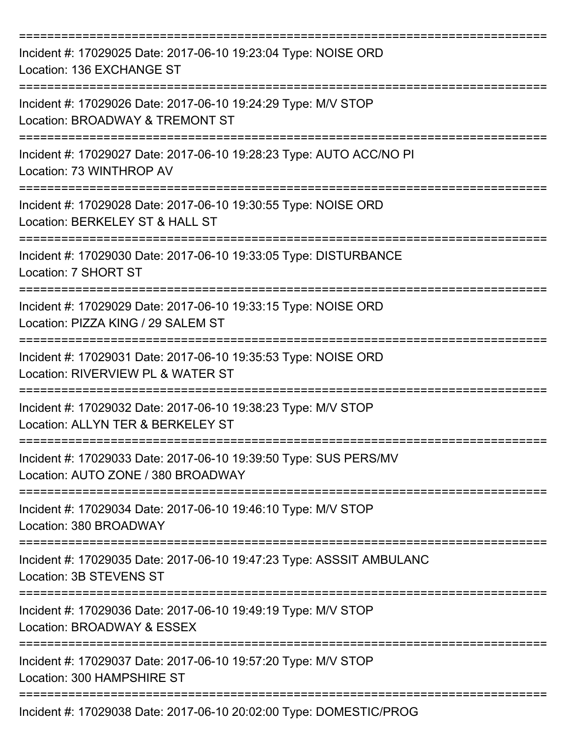===========================================================================

Incident #: 17029025 Date: 2017-06-10 19:23:04 Type: NOISE ORD
Location: 136 EXCHANGE ST

===========================================================================

Incident #: 17029026 Date: 2017-06-10 19:24:29 Type: M/V STOP
Location: BROADWAY & TREMONT ST

===========================================================================

Incident #: 17029027 Date: 2017-06-10 19:28:23 Type: AUTO ACC/NO PI
Location: 73 WINTHROP AV

===========================================================================

Incident #: 17029028 Date: 2017-06-10 19:30:55 Type: NOISE ORD
Location: BERKELEY ST & HALL ST

===========================================================================

Incident #: 17029030 Date: 2017-06-10 19:33:05 Type: DISTURBANCE
Location: 7 SHORT ST

===========================================================================

Incident #: 17029029 Date: 2017-06-10 19:33:15 Type: NOISE ORD
Location: PIZZA KING / 29 SALEM ST

===========================================================================

Incident #: 17029031 Date: 2017-06-10 19:35:53 Type: NOISE ORD
Location: RIVERVIEW PL & WATER ST

===========================================================================

Incident #: 17029032 Date: 2017-06-10 19:38:23 Type: M/V STOP
Location: ALLYN TER & BERKELEY ST

===========================================================================

Incident #: 17029033 Date: 2017-06-10 19:39:50 Type: SUS PERS/MV
Location: AUTO ZONE / 380 BROADWAY

===========================================================================

Incident #: 17029034 Date: 2017-06-10 19:46:10 Type: M/V STOP
Location: 380 BROADWAY

===========================================================================

Incident #: 17029035 Date: 2017-06-10 19:47:23 Type: ASSSIT AMBULANC
Location: 3B STEVENS ST

===========================================================================

Incident #: 17029036 Date: 2017-06-10 19:49:19 Type: M/V STOP
Location: BROADWAY & ESSEX

===========================================================================

Incident #: 17029037 Date: 2017-06-10 19:57:20 Type: M/V STOP
Location: 300 HAMPSHIRE ST

===========================================================================

Incident #: 17029038 Date: 2017-06-10 20:02:00 Type: DOMESTIC/PROG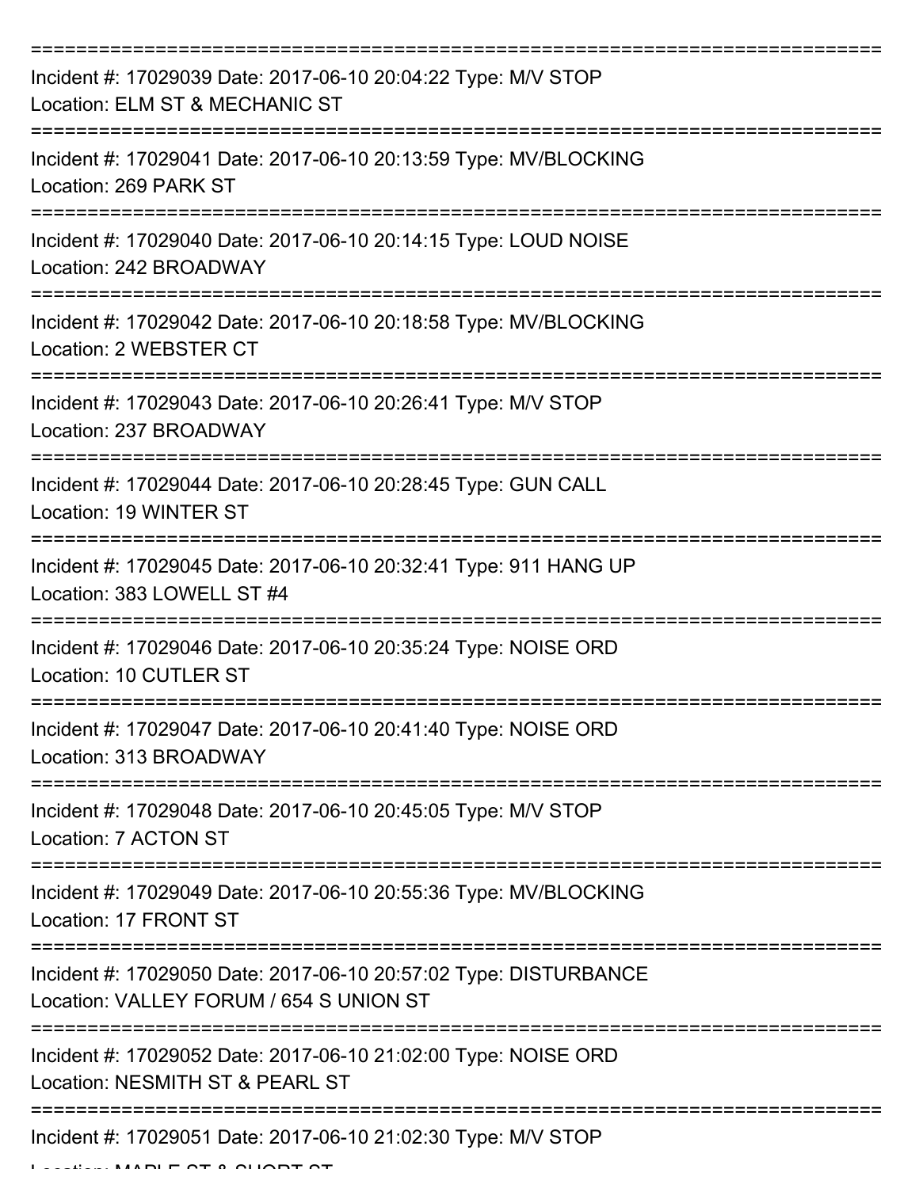===========================================================================

Incident #: 17029039 Date: 2017-06-10 20:04:22 Type: M/V STOP
Location: ELM ST & MECHANIC ST

===========================================================================

Incident #: 17029041 Date: 2017-06-10 20:13:59 Type: MV/BLOCKING
Location: 269 PARK ST

===========================================================================

Incident #: 17029040 Date: 2017-06-10 20:14:15 Type: LOUD NOISE
Location: 242 BROADWAY

===========================================================================

Incident #: 17029042 Date: 2017-06-10 20:18:58 Type: MV/BLOCKING
Location: 2 WEBSTER CT

===========================================================================

Incident #: 17029043 Date: 2017-06-10 20:26:41 Type: M/V STOP
Location: 237 BROADWAY

===========================================================================

Incident #: 17029044 Date: 2017-06-10 20:28:45 Type: GUN CALL
Location: 19 WINTER ST

===========================================================================

Incident #: 17029045 Date: 2017-06-10 20:32:41 Type: 911 HANG UP
Location: 383 LOWELL ST #4

===========================================================================

Incident #: 17029046 Date: 2017-06-10 20:35:24 Type: NOISE ORD
Location: 10 CUTLER ST

===========================================================================

Incident #: 17029047 Date: 2017-06-10 20:41:40 Type: NOISE ORD
Location: 313 BROADWAY

===========================================================================

Incident #: 17029048 Date: 2017-06-10 20:45:05 Type: M/V STOP
Location: 7 ACTON ST

===========================================================================

Incident #: 17029049 Date: 2017-06-10 20:55:36 Type: MV/BLOCKING
Location: 17 FRONT ST

===========================================================================

Incident #: 17029050 Date: 2017-06-10 20:57:02 Type: DISTURBANCE
Location: VALLEY FORUM / 654 S UNION ST

===========================================================================

Incident #: 17029052 Date: 2017-06-10 21:02:00 Type: NOISE ORD
Location: NESMITH ST & PEARL ST

===========================================================================

Incident #: 17029051 Date: 2017-06-10 21:02:30 Type: M/V STOP
Location: MAPLE ST & SHORT ST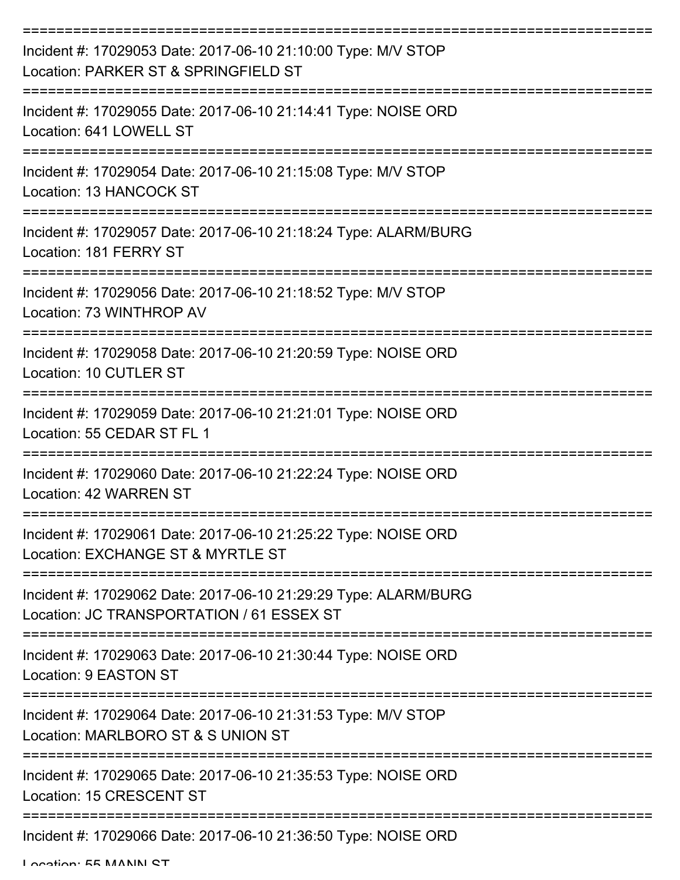Incident #: 17029053 Date: 2017-06-10 21:10:00 Type: M/V STOP
Location: PARKER ST & SPRINGFIELD ST

Incident #: 17029055 Date: 2017-06-10 21:14:41 Type: NOISE ORD
Location: 641 LOWELL ST

Incident #: 17029054 Date: 2017-06-10 21:15:08 Type: M/V STOP
Location: 13 HANCOCK ST

Incident #: 17029057 Date: 2017-06-10 21:18:24 Type: ALARM/BURG
Location: 181 FERRY ST

Incident #: 17029056 Date: 2017-06-10 21:18:52 Type: M/V STOP
Location: 73 WINTHROP AV

Incident #: 17029058 Date: 2017-06-10 21:20:59 Type: NOISE ORD
Location: 10 CUTLER ST

Incident #: 17029059 Date: 2017-06-10 21:21:01 Type: NOISE ORD
Location: 55 CEDAR ST FL 1

Incident #: 17029060 Date: 2017-06-10 21:22:24 Type: NOISE ORD
Location: 42 WARREN ST

Incident #: 17029061 Date: 2017-06-10 21:25:22 Type: NOISE ORD
Location: EXCHANGE ST & MYRTLE ST

Incident #: 17029062 Date: 2017-06-10 21:29:29 Type: ALARM/BURG
Location: JC TRANSPORTATION / 61 ESSEX ST

Incident #: 17029063 Date: 2017-06-10 21:30:44 Type: NOISE ORD
Location: 9 EASTON ST

Incident #: 17029064 Date: 2017-06-10 21:31:53 Type: M/V STOP
Location: MARLBORO ST & S UNION ST

Incident #: 17029065 Date: 2017-06-10 21:35:53 Type: NOISE ORD
Location: 15 CRESCENT ST

Incident #: 17029066 Date: 2017-06-10 21:36:50 Type: NOISE ORD
Location: 55 MANN ST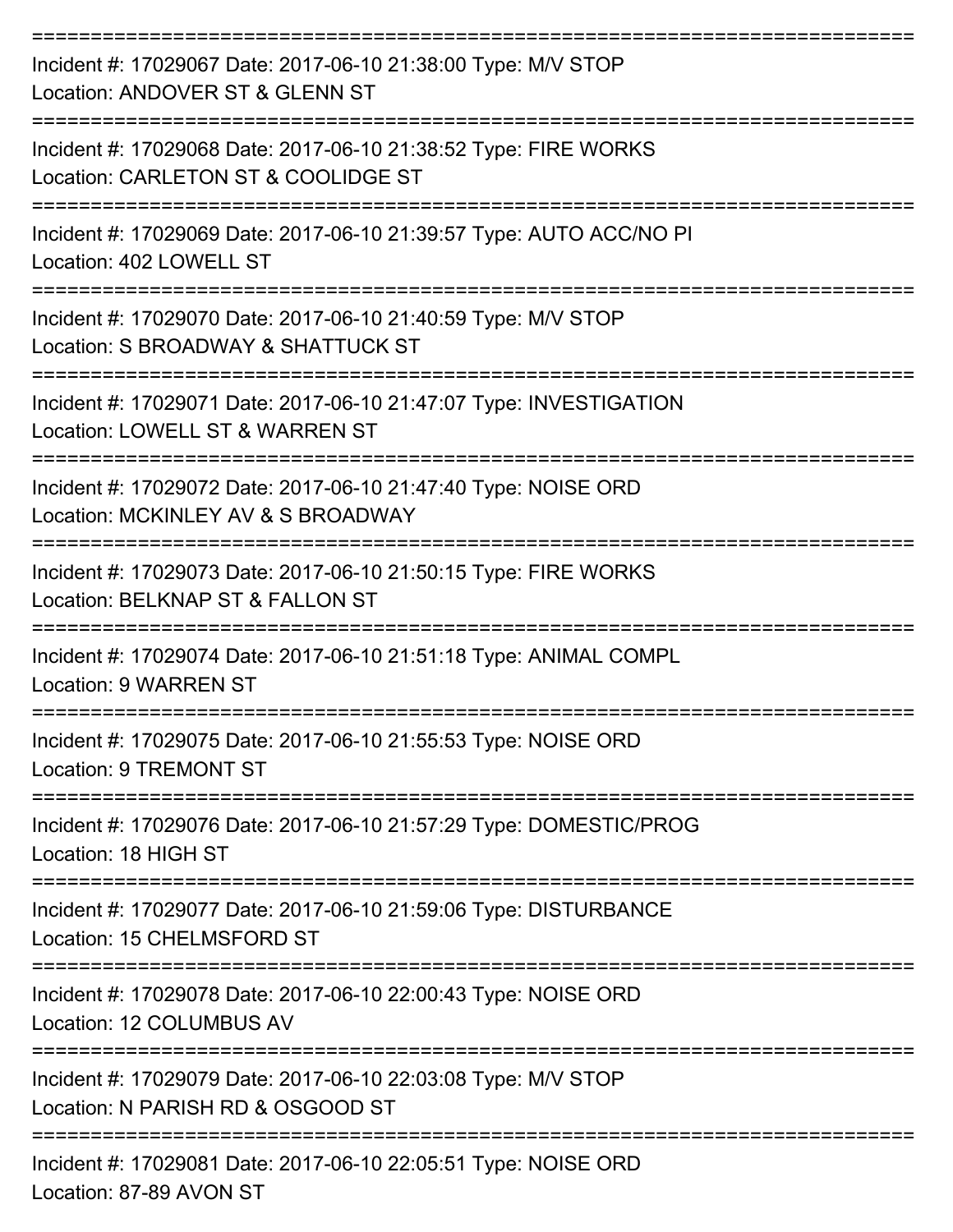===========================================================================

Incident #: 17029067 Date: 2017-06-10 21:38:00 Type: M/V STOP

Location: ANDOVER ST & GLENN ST

===========================================================================

Incident #: 17029068 Date: 2017-06-10 21:38:52 Type: FIRE WORKS

Location: CARLETON ST & COOLIDGE ST

===========================================================================

Incident #: 17029069 Date: 2017-06-10 21:39:57 Type: AUTO ACC/NO PI

Location: 402 LOWELL ST

===========================================================================

Incident #: 17029070 Date: 2017-06-10 21:40:59 Type: M/V STOP

Location: S BROADWAY & SHATTUCK ST

===========================================================================

Incident #: 17029071 Date: 2017-06-10 21:47:07 Type: INVESTIGATION

Location: LOWELL ST & WARREN ST

===========================================================================

Incident #: 17029072 Date: 2017-06-10 21:47:40 Type: NOISE ORD

Location: MCKINLEY AV & S BROADWAY

===========================================================================

Incident #: 17029073 Date: 2017-06-10 21:50:15 Type: FIRE WORKS

Location: BELKNAP ST & FALLON ST

===========================================================================

Incident #: 17029074 Date: 2017-06-10 21:51:18 Type: ANIMAL COMPL

Location: 9 WARREN ST

===========================================================================

Incident #: 17029075 Date: 2017-06-10 21:55:53 Type: NOISE ORD

Location: 9 TREMONT ST

===========================================================================

Incident #: 17029076 Date: 2017-06-10 21:57:29 Type: DOMESTIC/PROG

Location: 18 HIGH ST

===========================================================================

Incident #: 17029077 Date: 2017-06-10 21:59:06 Type: DISTURBANCE

Location: 15 CHELMSFORD ST

===========================================================================

Incident #: 17029078 Date: 2017-06-10 22:00:43 Type: NOISE ORD

Location: 12 COLUMBUS AV

===========================================================================

Incident #: 17029079 Date: 2017-06-10 22:03:08 Type: M/V STOP

Location: N PARISH RD & OSGOOD ST

===========================================================================

Incident #: 17029081 Date: 2017-06-10 22:05:51 Type: NOISE ORD

Location: 87-89 AVON ST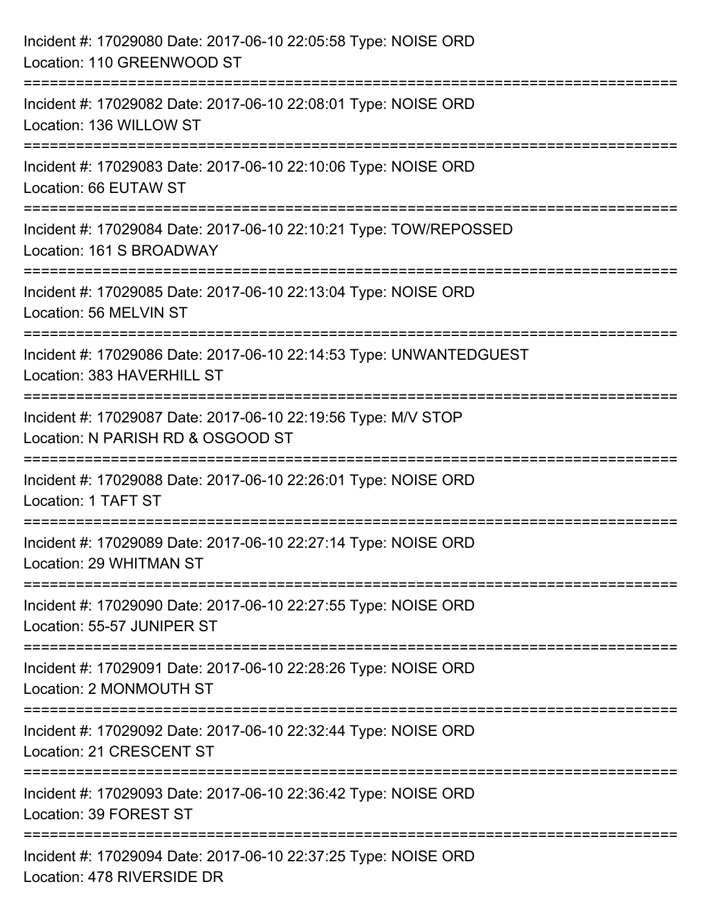Incident #: 17029080 Date: 2017-06-10 22:05:58 Type: NOISE ORD
Location: 110 GREENWOOD ST

===========================================================================

Incident #: 17029082 Date: 2017-06-10 22:08:01 Type: NOISE ORD
Location: 136 WILLOW ST

===========================================================================

Incident #: 17029083 Date: 2017-06-10 22:10:06 Type: NOISE ORD
Location: 66 EUTAW ST

===========================================================================

Incident #: 17029084 Date: 2017-06-10 22:10:21 Type: TOW/REPOSSED
Location: 161 S BROADWAY

===========================================================================

Incident #: 17029085 Date: 2017-06-10 22:13:04 Type: NOISE ORD
Location: 56 MELVIN ST

===========================================================================

Incident #: 17029086 Date: 2017-06-10 22:14:53 Type: UNWANTEDGUEST
Location: 383 HAVERHILL ST

===========================================================================

Incident #: 17029087 Date: 2017-06-10 22:19:56 Type: M/V STOP
Location: N PARISH RD & OSGOOD ST

===========================================================================

Incident #: 17029088 Date: 2017-06-10 22:26:01 Type: NOISE ORD
Location: 1 TAFT ST

===========================================================================

Incident #: 17029089 Date: 2017-06-10 22:27:14 Type: NOISE ORD
Location: 29 WHITMAN ST

===========================================================================

Incident #: 17029090 Date: 2017-06-10 22:27:55 Type: NOISE ORD
Location: 55-57 JUNIPER ST

===========================================================================

Incident #: 17029091 Date: 2017-06-10 22:28:26 Type: NOISE ORD
Location: 2 MONMOUTH ST

===========================================================================

Incident #: 17029092 Date: 2017-06-10 22:32:44 Type: NOISE ORD
Location: 21 CRESCENT ST

===========================================================================

Incident #: 17029093 Date: 2017-06-10 22:36:42 Type: NOISE ORD
Location: 39 FOREST ST

===========================================================================

Incident #: 17029094 Date: 2017-06-10 22:37:25 Type: NOISE ORD
Location: 478 RIVERSIDE DR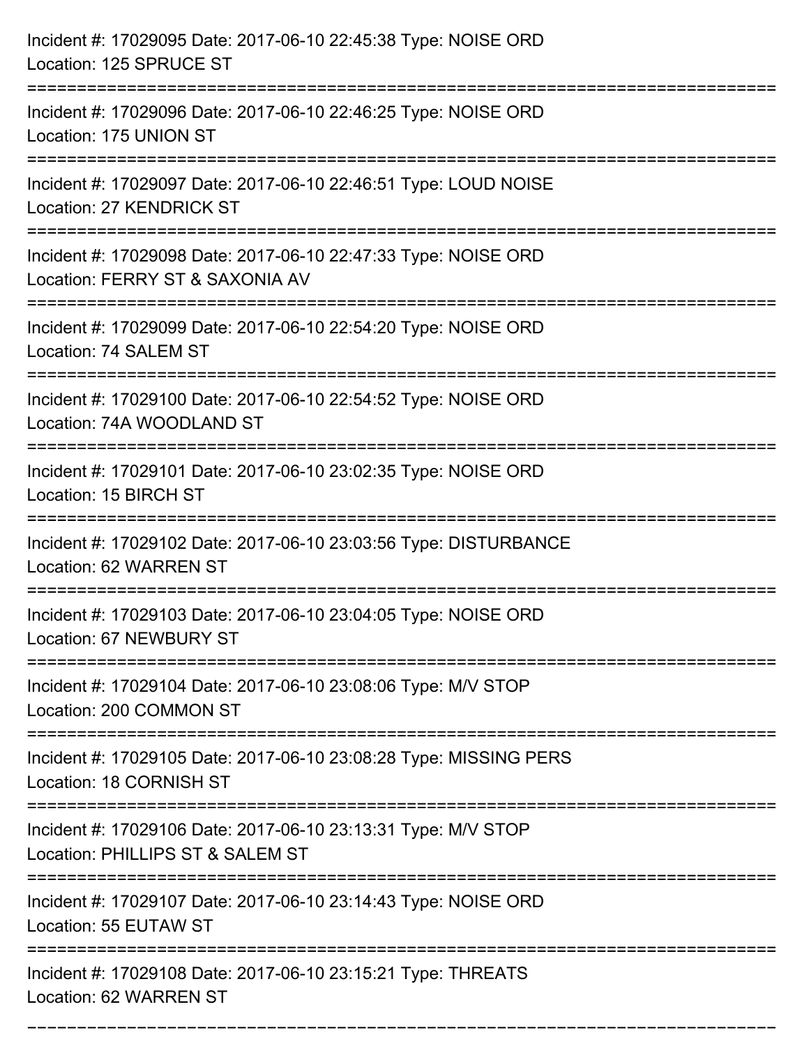Incident #: 17029095 Date: 2017-06-10 22:45:38 Type: NOISE ORD
Location: 125 SPRUCE ST

===========================================================================

Incident #: 17029096 Date: 2017-06-10 22:46:25 Type: NOISE ORD
Location: 175 UNION ST

===========================================================================

Incident #: 17029097 Date: 2017-06-10 22:46:51 Type: LOUD NOISE
Location: 27 KENDRICK ST

===========================================================================

Incident #: 17029098 Date: 2017-06-10 22:47:33 Type: NOISE ORD
Location: FERRY ST & SAXONIA AV

===========================================================================

Incident #: 17029099 Date: 2017-06-10 22:54:20 Type: NOISE ORD
Location: 74 SALEM ST

===========================================================================

Incident #: 17029100 Date: 2017-06-10 22:54:52 Type: NOISE ORD
Location: 74A WOODLAND ST

===========================================================================

Incident #: 17029101 Date: 2017-06-10 23:02:35 Type: NOISE ORD
Location: 15 BIRCH ST

===========================================================================

Incident #: 17029102 Date: 2017-06-10 23:03:56 Type: DISTURBANCE
Location: 62 WARREN ST

===========================================================================

Incident #: 17029103 Date: 2017-06-10 23:04:05 Type: NOISE ORD
Location: 67 NEWBURY ST

===========================================================================

Incident #: 17029104 Date: 2017-06-10 23:08:06 Type: M/V STOP
Location: 200 COMMON ST

===========================================================================

Incident #: 17029105 Date: 2017-06-10 23:08:28 Type: MISSING PERS
Location: 18 CORNISH ST

===========================================================================

Incident #: 17029106 Date: 2017-06-10 23:13:31 Type: M/V STOP
Location: PHILLIPS ST & SALEM ST

===========================================================================

Incident #: 17029107 Date: 2017-06-10 23:14:43 Type: NOISE ORD
Location: 55 EUTAW ST

===========================================================================

Incident #: 17029108 Date: 2017-06-10 23:15:21 Type: THREATS
Location: 62 WARREN ST

===========================================================================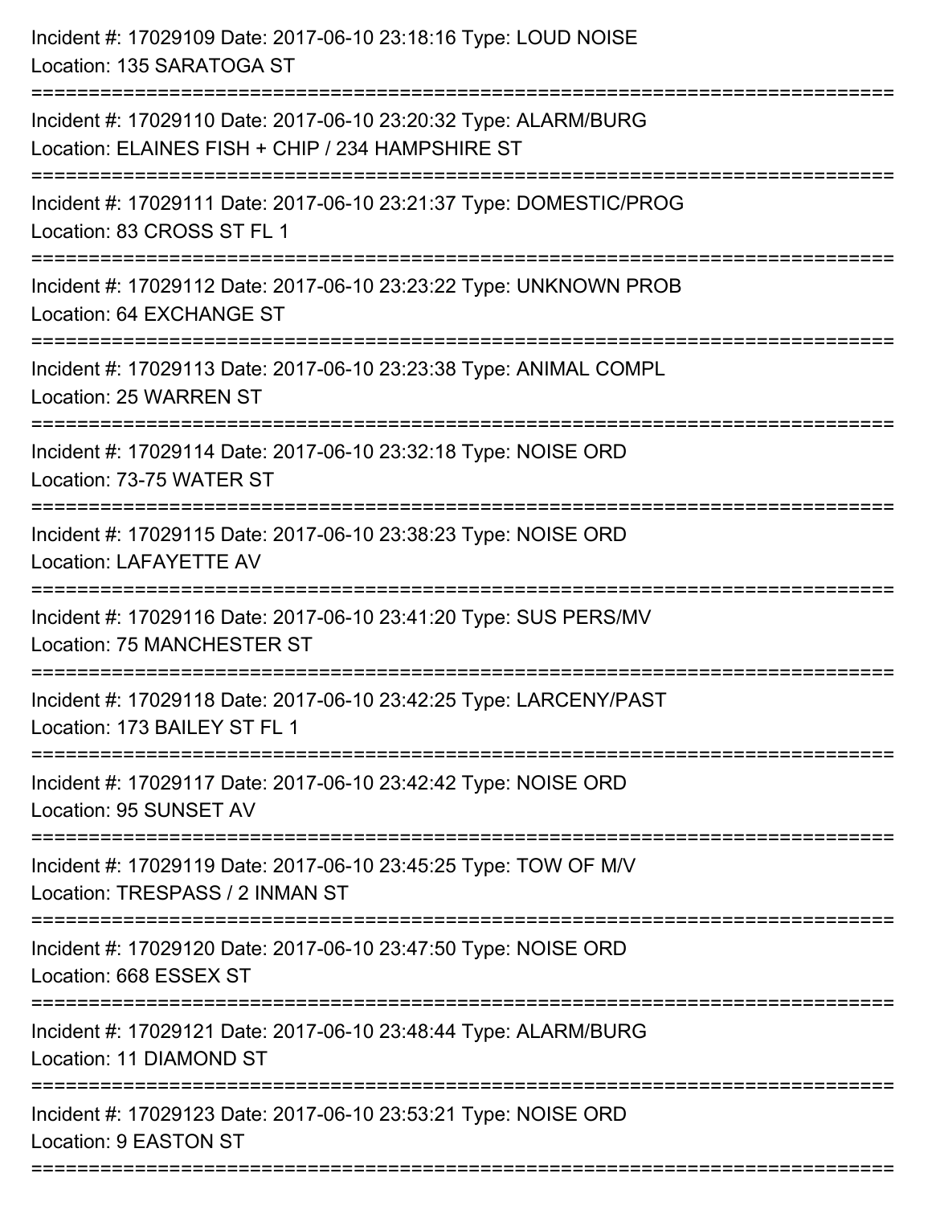Incident #: 17029109 Date: 2017-06-10 23:18:16 Type: LOUD NOISE
Location: 135 SARATOGA ST

===========================================================================

Incident #: 17029110 Date: 2017-06-10 23:20:32 Type: ALARM/BURG
Location: ELAINES FISH + CHIP / 234 HAMPSHIRE ST

===========================================================================

Incident #: 17029111 Date: 2017-06-10 23:21:37 Type: DOMESTIC/PROG
Location: 83 CROSS ST FL 1

===========================================================================

Incident #: 17029112 Date: 2017-06-10 23:23:22 Type: UNKNOWN PROB
Location: 64 EXCHANGE ST

===========================================================================

Incident #: 17029113 Date: 2017-06-10 23:23:38 Type: ANIMAL COMPL
Location: 25 WARREN ST

===========================================================================

Incident #: 17029114 Date: 2017-06-10 23:32:18 Type: NOISE ORD
Location: 73-75 WATER ST

===========================================================================

Incident #: 17029115 Date: 2017-06-10 23:38:23 Type: NOISE ORD
Location: LAFAYETTE AV

===========================================================================

Incident #: 17029116 Date: 2017-06-10 23:41:20 Type: SUS PERS/MV
Location: 75 MANCHESTER ST

===========================================================================

Incident #: 17029118 Date: 2017-06-10 23:42:25 Type: LARCENY/PAST
Location: 173 BAILEY ST FL 1

===========================================================================

Incident #: 17029117 Date: 2017-06-10 23:42:42 Type: NOISE ORD
Location: 95 SUNSET AV

===========================================================================

Incident #: 17029119 Date: 2017-06-10 23:45:25 Type: TOW OF M/V
Location: TRESPASS / 2 INMAN ST

===========================================================================

Incident #: 17029120 Date: 2017-06-10 23:47:50 Type: NOISE ORD
Location: 668 ESSEX ST

===========================================================================

Incident #: 17029121 Date: 2017-06-10 23:48:44 Type: ALARM/BURG
Location: 11 DIAMOND ST

===========================================================================

Incident #: 17029123 Date: 2017-06-10 23:53:21 Type: NOISE ORD
Location: 9 EASTON ST

===========================================================================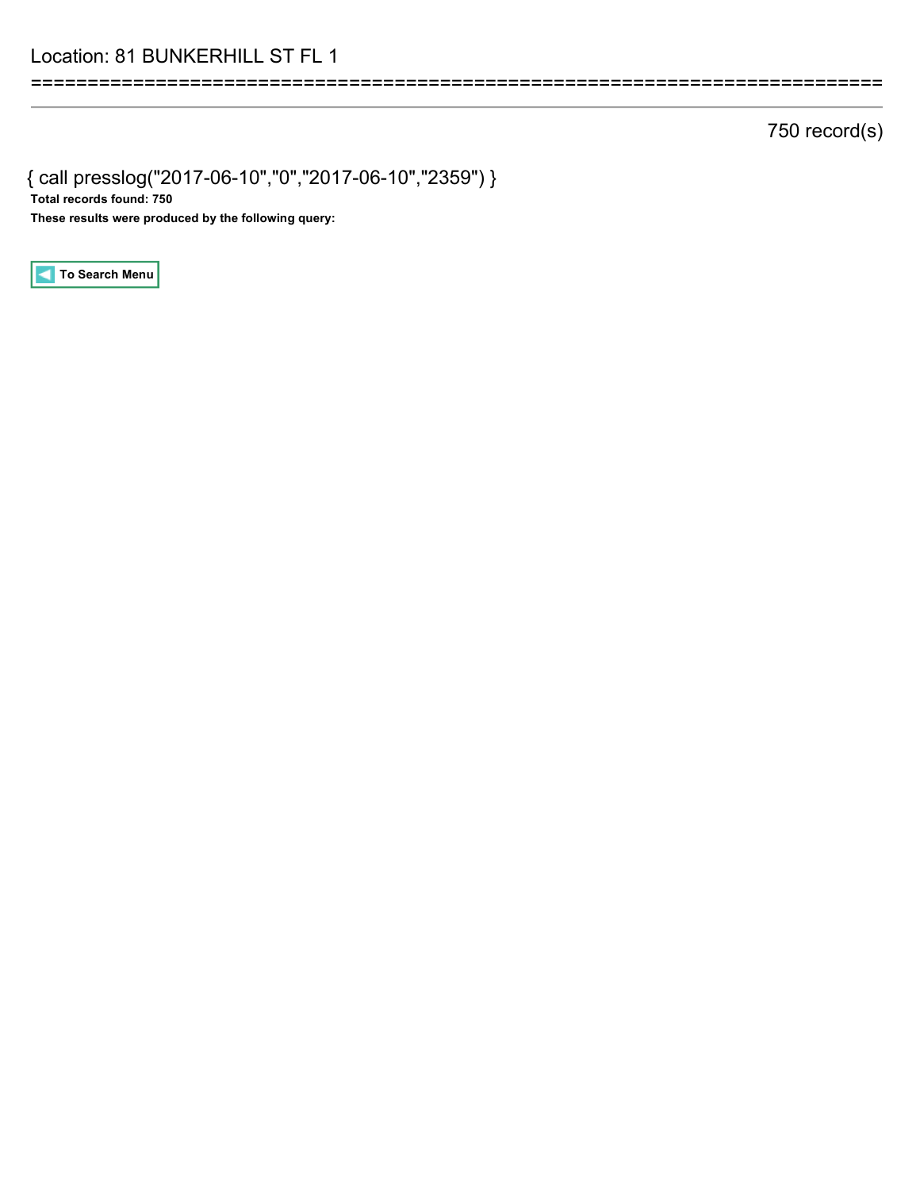Location: 81 BUNKERHILL ST FL 1

===========================================================================

750 record(s)

{ call presslog("2017-06-10","0","2017-06-10","2359") }

**Total records found: 750**

**These results were produced by the following query:**

**To Search Menu**